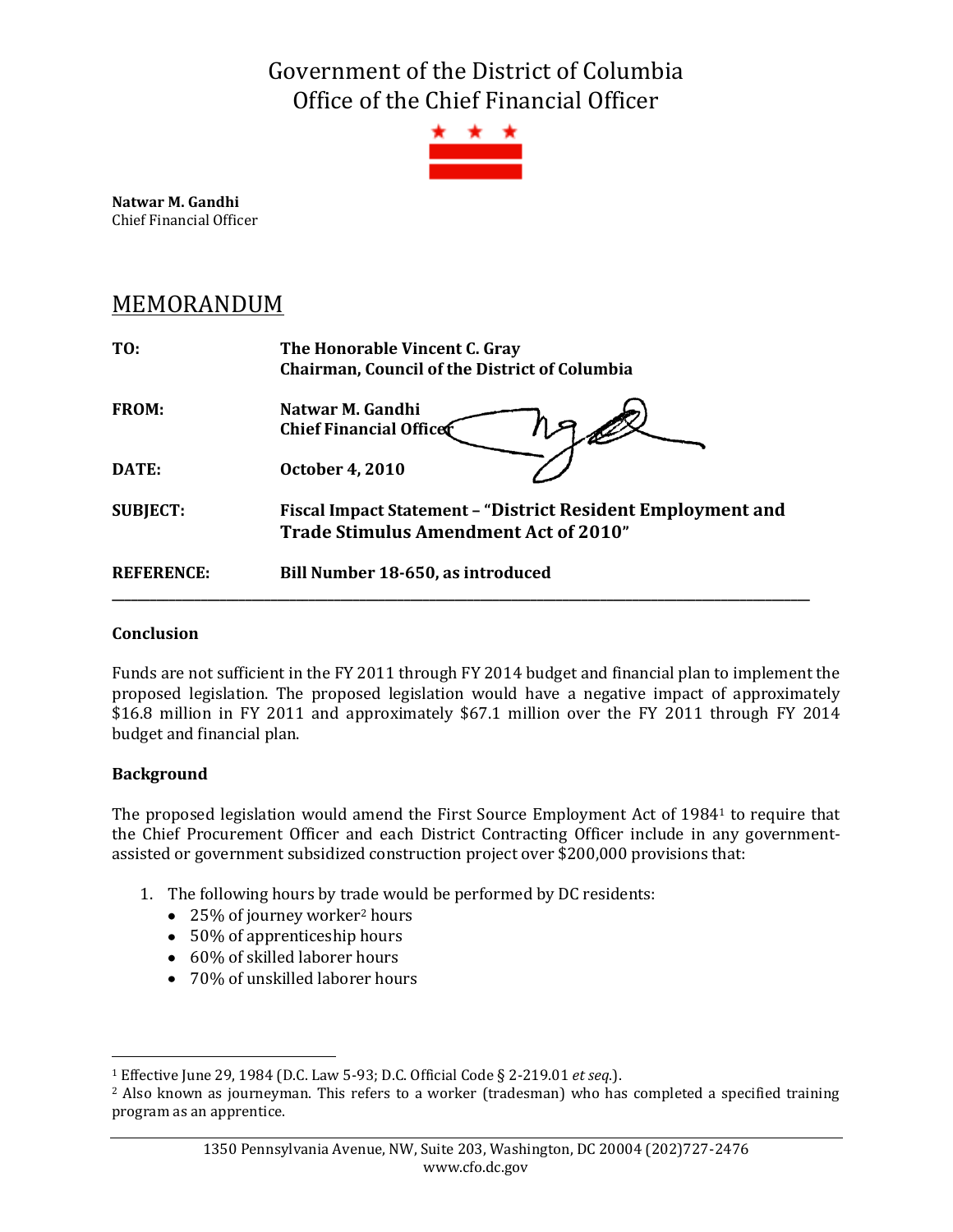# Government of the District of Columbia
# Office of the Chief Financial Officer

**Natwar M. Gandhi**
Chief Financial Officer

## MEMORANDUM

| | |
|---|---|
| **TO:** | **The Honorable Vincent C. Gray**<br>**Chairman, Council of the District of Columbia** |
| **FROM:** | **Natwar M. Gandhi**<br>**Chief Financial Officer** |
| **DATE:** | **October 4, 2010** |
| **SUBJECT:** | **Fiscal Impact Statement – "District Resident Employment and Trade Stimulus Amendment Act of 2010"** |
| **REFERENCE:** | **Bill Number 18-650, as introduced** |

---

### Conclusion

Funds are not sufficient in the FY 2011 through FY 2014 budget and financial plan to implement the proposed legislation. The proposed legislation would have a negative impact of approximately $16.8 million in FY 2011 and approximately $67.1 million over the FY 2011 through FY 2014 budget and financial plan.

### Background

The proposed legislation would amend the First Source Employment Act of 1984[1] to require that the Chief Procurement Officer and each District Contracting Officer include in any government-assisted or government subsidized construction project over $200,000 provisions that:

1. The following hours by trade would be performed by DC residents:
   - 25% of journey worker[2] hours
   - 50% of apprenticeship hours
   - 60% of skilled laborer hours
   - 70% of unskilled laborer hours

---

[1] Effective June 29, 1984 (D.C. Law 5-93; D.C. Official Code § 2-219.01 *et seq.*).

[2] Also known as journeyman. This refers to a worker (tradesman) who has completed a specified training program as an apprentice.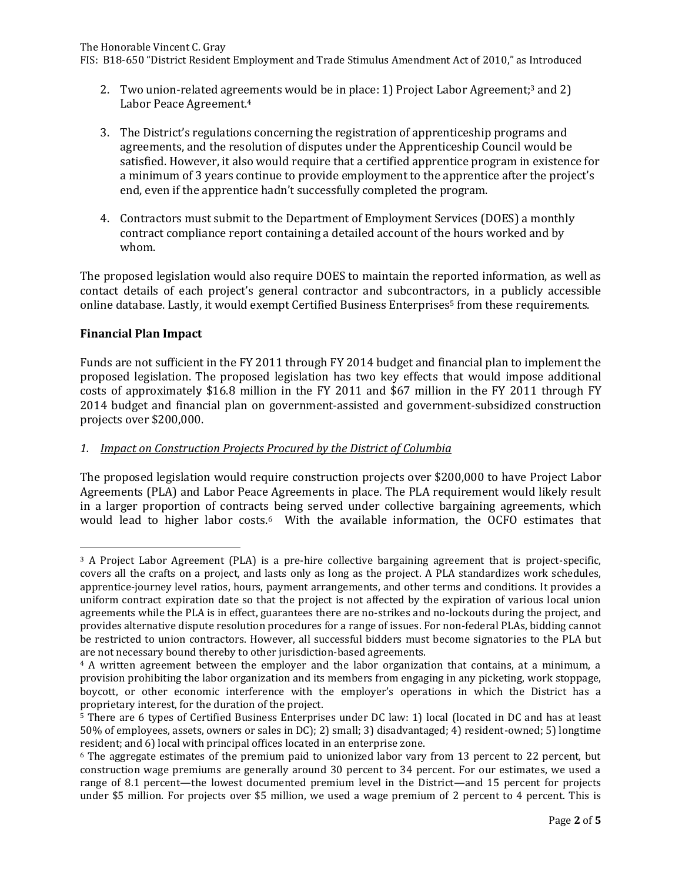2. Two union-related agreements would be in place: 1) Project Labor Agreement;[3] and 2) Labor Peace Agreement.[4]

3. The District's regulations concerning the registration of apprenticeship programs and agreements, and the resolution of disputes under the Apprenticeship Council would be satisfied. However, it also would require that a certified apprentice program in existence for a minimum of 3 years continue to provide employment to the apprentice after the project's end, even if the apprentice hadn't successfully completed the program.

4. Contractors must submit to the Department of Employment Services (DOES) a monthly contract compliance report containing a detailed account of the hours worked and by whom.

The proposed legislation would also require DOES to maintain the reported information, as well as contact details of each project's general contractor and subcontractors, in a publicly accessible online database. Lastly, it would exempt Certified Business Enterprises[5] from these requirements.

## Financial Plan Impact

Funds are not sufficient in the FY 2011 through FY 2014 budget and financial plan to implement the proposed legislation. The proposed legislation has two key effects that would impose additional costs of approximately $16.8 million in the FY 2011 and $67 million in the FY 2011 through FY 2014 budget and financial plan on government-assisted and government-subsidized construction projects over $200,000.

### *1. Impact on Construction Projects Procured by the District of Columbia*

The proposed legislation would require construction projects over $200,000 to have Project Labor Agreements (PLA) and Labor Peace Agreements in place. The PLA requirement would likely result in a larger proportion of contracts being served under collective bargaining agreements, which would lead to higher labor costs.[6] With the available information, the OCFO estimates that

---

[3] A Project Labor Agreement (PLA) is a pre-hire collective bargaining agreement that is project-specific, covers all the crafts on a project, and lasts only as long as the project. A PLA standardizes work schedules, apprentice-journey level ratios, hours, payment arrangements, and other terms and conditions. It provides a uniform contract expiration date so that the project is not affected by the expiration of various local union agreements while the PLA is in effect, guarantees there are no-strikes and no-lockouts during the project, and provides alternative dispute resolution procedures for a range of issues. For non-federal PLAs, bidding cannot be restricted to union contractors. However, all successful bidders must become signatories to the PLA but are not necessary bound thereby to other jurisdiction-based agreements.

[4] A written agreement between the employer and the labor organization that contains, at a minimum, a provision prohibiting the labor organization and its members from engaging in any picketing, work stoppage, boycott, or other economic interference with the employer's operations in which the District has a proprietary interest, for the duration of the project.

[5] There are 6 types of Certified Business Enterprises under DC law: 1) local (located in DC and has at least 50% of employees, assets, owners or sales in DC); 2) small; 3) disadvantaged; 4) resident-owned; 5) longtime resident; and 6) local with principal offices located in an enterprise zone.

[6] The aggregate estimates of the premium paid to unionized labor vary from 13 percent to 22 percent, but construction wage premiums are generally around 30 percent to 34 percent. For our estimates, we used a range of 8.1 percent—the lowest documented premium level in the District—and 15 percent for projects under $5 million. For projects over $5 million, we used a wage premium of 2 percent to 4 percent. This is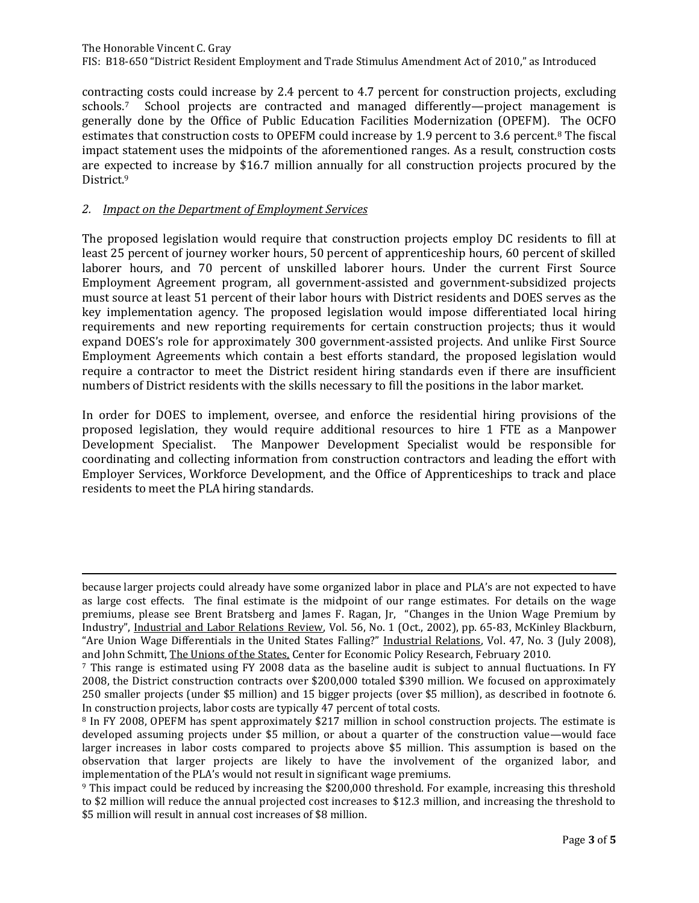contracting costs could increase by 2.4 percent to 4.7 percent for construction projects, excluding schools.[7] School projects are contracted and managed differently—project management is generally done by the Office of Public Education Facilities Modernization (OPEFM). The OCFO estimates that construction costs to OPEFM could increase by 1.9 percent to 3.6 percent.[8] The fiscal impact statement uses the midpoints of the aforementioned ranges. As a result, construction costs are expected to increase by $16.7 million annually for all construction projects procured by the District.[9]

*2. Impact on the Department of Employment Services*

The proposed legislation would require that construction projects employ DC residents to fill at least 25 percent of journey worker hours, 50 percent of apprenticeship hours, 60 percent of skilled laborer hours, and 70 percent of unskilled laborer hours. Under the current First Source Employment Agreement program, all government-assisted and government-subsidized projects must source at least 51 percent of their labor hours with District residents and DOES serves as the key implementation agency. The proposed legislation would impose differentiated local hiring requirements and new reporting requirements for certain construction projects; thus it would expand DOES's role for approximately 300 government-assisted projects. And unlike First Source Employment Agreements which contain a best efforts standard, the proposed legislation would require a contractor to meet the District resident hiring standards even if there are insufficient numbers of District residents with the skills necessary to fill the positions in the labor market.

In order for DOES to implement, oversee, and enforce the residential hiring provisions of the proposed legislation, they would require additional resources to hire 1 FTE as a Manpower Development Specialist. The Manpower Development Specialist would be responsible for coordinating and collecting information from construction contractors and leading the effort with Employer Services, Workforce Development, and the Office of Apprenticeships to track and place residents to meet the PLA hiring standards.

---

because larger projects could already have some organized labor in place and PLA's are not expected to have as large cost effects. The final estimate is the midpoint of our range estimates. For details on the wage premiums, please see Brent Bratsberg and James F. Ragan, Jr, "Changes in the Union Wage Premium by Industry", Industrial and Labor Relations Review, Vol. 56, No. 1 (Oct., 2002), pp. 65-83, McKinley Blackburn, "Are Union Wage Differentials in the United States Falling?" Industrial Relations, Vol. 47, No. 3 (July 2008), and John Schmitt, The Unions of the States, Center for Economic Policy Research, February 2010.

[7] This range is estimated using FY 2008 data as the baseline audit is subject to annual fluctuations. In FY 2008, the District construction contracts over $200,000 totaled $390 million. We focused on approximately 250 smaller projects (under $5 million) and 15 bigger projects (over $5 million), as described in footnote 6. In construction projects, labor costs are typically 47 percent of total costs.

[8] In FY 2008, OPEFM has spent approximately $217 million in school construction projects. The estimate is developed assuming projects under $5 million, or about a quarter of the construction value—would face larger increases in labor costs compared to projects above $5 million. This assumption is based on the observation that larger projects are likely to have the involvement of the organized labor, and implementation of the PLA's would not result in significant wage premiums.

[9] This impact could be reduced by increasing the $200,000 threshold. For example, increasing this threshold to $2 million will reduce the annual projected cost increases to $12.3 million, and increasing the threshold to $5 million will result in annual cost increases of $8 million.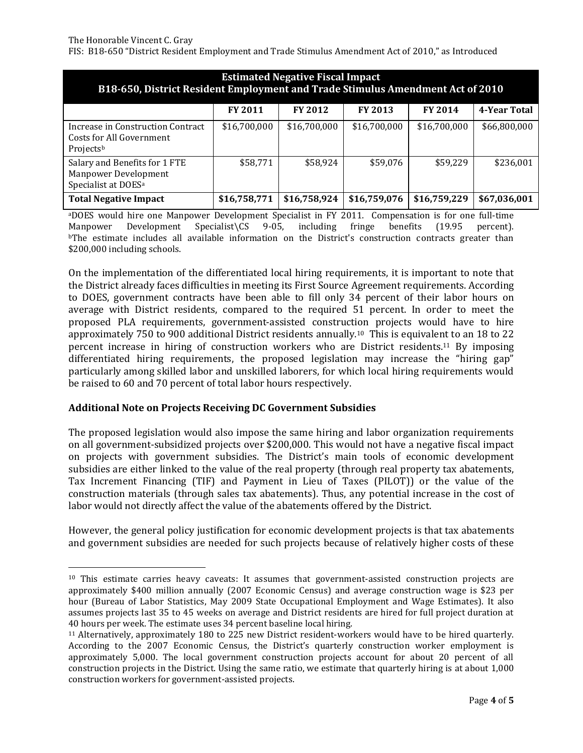| Estimated Negative Fiscal Impact B18-650, District Resident Employment and Trade Stimulus Amendment Act of 2010 | | | | | |
|---|---|---|---|---|---|
| | FY 2011 | FY 2012 | FY 2013 | FY 2014 | 4-Year Total |
| Increase in Construction Contract Costs for All Government Projects[b] | $16,700,000 | $16,700,000 | $16,700,000 | $16,700,000 | $66,800,000 |
| Salary and Benefits for 1 FTE Manpower Development Specialist at DOES[a] | $58,771 | $58,924 | $59,076 | $59,229 | $236,001 |
| **Total Negative Impact** | **$16,758,771** | **$16,758,924** | **$16,759,076** | **$16,759,229** | **$67,036,001** |

[a]DOES would hire one Manpower Development Specialist in FY 2011. Compensation is for one full-time Manpower Development Specialist\CS 9-05, including fringe benefits (19.95 percent).
[b]The estimate includes all available information on the District's construction contracts greater than $200,000 including schools.

On the implementation of the differentiated local hiring requirements, it is important to note that the District already faces difficulties in meeting its First Source Agreement requirements. According to DOES, government contracts have been able to fill only 34 percent of their labor hours on average with District residents, compared to the required 51 percent. In order to meet the proposed PLA requirements, government-assisted construction projects would have to hire approximately 750 to 900 additional District residents annually.[10] This is equivalent to an 18 to 22 percent increase in hiring of construction workers who are District residents.[11] By imposing differentiated hiring requirements, the proposed legislation may increase the "hiring gap" particularly among skilled labor and unskilled laborers, for which local hiring requirements would be raised to 60 and 70 percent of total labor hours respectively.

**Additional Note on Projects Receiving DC Government Subsidies**

The proposed legislation would also impose the same hiring and labor organization requirements on all government-subsidized projects over $200,000. This would not have a negative fiscal impact on projects with government subsidies. The District's main tools of economic development subsidies are either linked to the value of the real property (through real property tax abatements, Tax Increment Financing (TIF) and Payment in Lieu of Taxes (PILOT)) or the value of the construction materials (through sales tax abatements). Thus, any potential increase in the cost of labor would not directly affect the value of the abatements offered by the District.

However, the general policy justification for economic development projects is that tax abatements and government subsidies are needed for such projects because of relatively higher costs of these

[10] This estimate carries heavy caveats: It assumes that government-assisted construction projects are approximately $400 million annually (2007 Economic Census) and average construction wage is $23 per hour (Bureau of Labor Statistics, May 2009 State Occupational Employment and Wage Estimates). It also assumes projects last 35 to 45 weeks on average and District residents are hired for full project duration at 40 hours per week. The estimate uses 34 percent baseline local hiring.

[11] Alternatively, approximately 180 to 225 new District resident-workers would have to be hired quarterly. According to the 2007 Economic Census, the District's quarterly construction worker employment is approximately 5,000. The local government construction projects account for about 20 percent of all construction projects in the District. Using the same ratio, we estimate that quarterly hiring is at about 1,000 construction workers for government-assisted projects.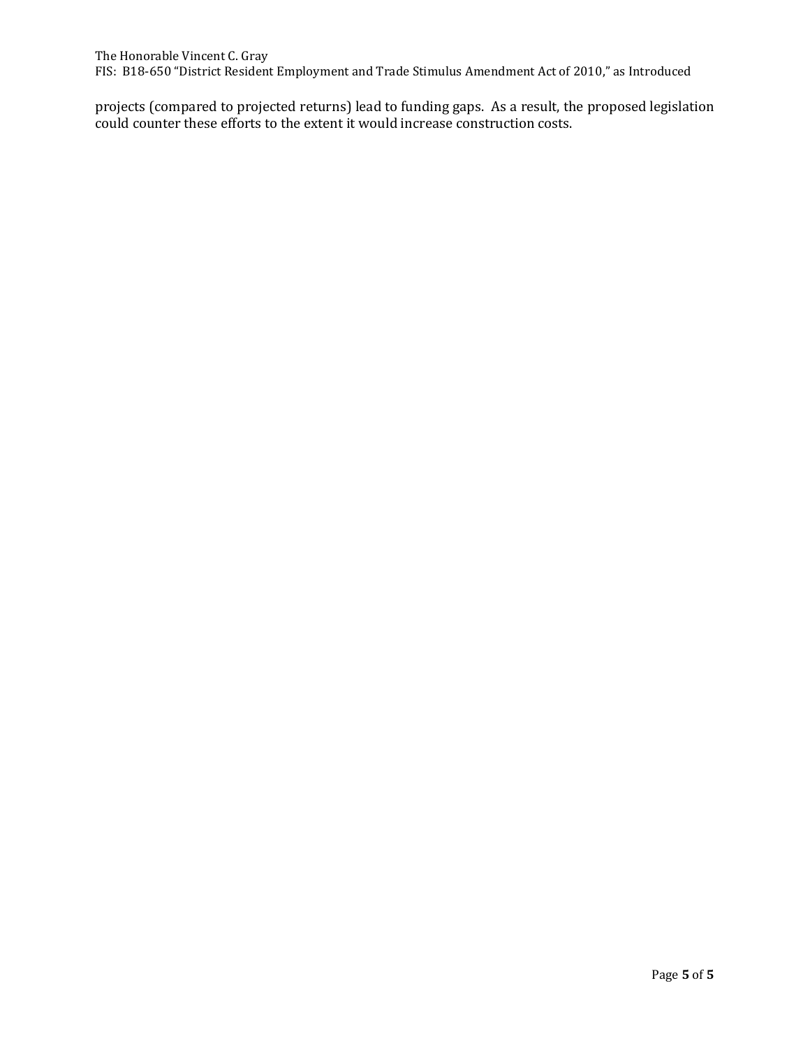projects (compared to projected returns) lead to funding gaps. As a result, the proposed legislation could counter these efforts to the extent it would increase construction costs.